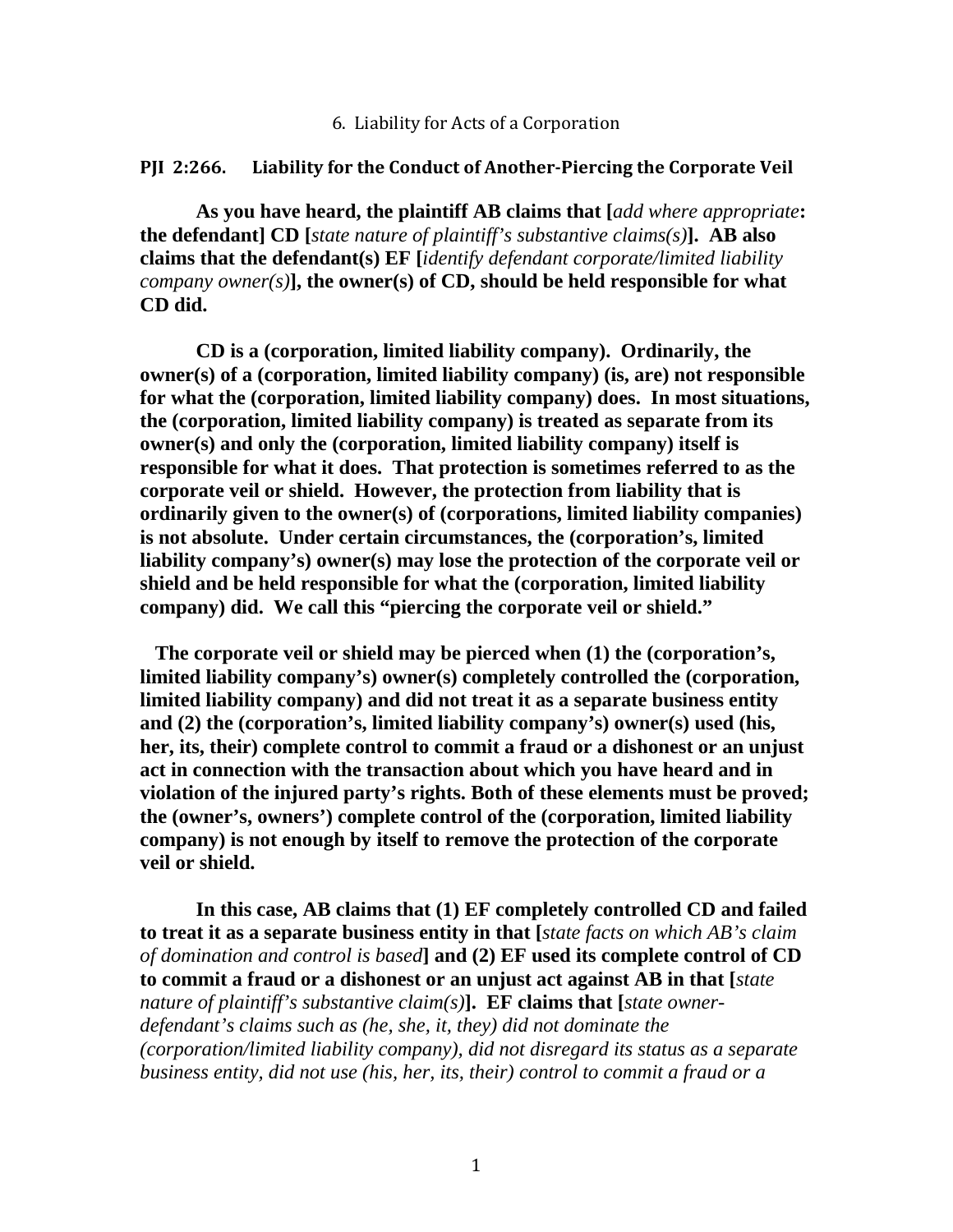## 6. Liability for Acts of a Corporation

### PJI 2:266. Liability for the Conduct of Another-Piercing the Corporate Veil

**As you have heard, the plaintiff AB claims that [*add where appropriate*: the defendant] CD [*state nature of plaintiff's substantive claims(s)*]. AB also claims that the defendant(s) EF [*identify defendant corporate/limited liability company owner(s)*], the owner(s) of CD, should be held responsible for what CD did.**

**CD is a (corporation, limited liability company). Ordinarily, the owner(s) of a (corporation, limited liability company) (is, are) not responsible for what the (corporation, limited liability company) does. In most situations, the (corporation, limited liability company) is treated as separate from its owner(s) and only the (corporation, limited liability company) itself is responsible for what it does. That protection is sometimes referred to as the corporate veil or shield. However, the protection from liability that is ordinarily given to the owner(s) of (corporations, limited liability companies) is not absolute. Under certain circumstances, the (corporation's, limited liability company's) owner(s) may lose the protection of the corporate veil or shield and be held responsible for what the (corporation, limited liability company) did. We call this "piercing the corporate veil or shield."**

**The corporate veil or shield may be pierced when (1) the (corporation's, limited liability company's) owner(s) completely controlled the (corporation, limited liability company) and did not treat it as a separate business entity and (2) the (corporation's, limited liability company's) owner(s) used (his, her, its, their) complete control to commit a fraud or a dishonest or an unjust act in connection with the transaction about which you have heard and in violation of the injured party's rights. Both of these elements must be proved; the (owner's, owners') complete control of the (corporation, limited liability company) is not enough by itself to remove the protection of the corporate veil or shield.**

**In this case, AB claims that (1) EF completely controlled CD and failed to treat it as a separate business entity in that [*state facts on which AB's claim of domination and control is based*] and (2) EF used its complete control of CD to commit a fraud or a dishonest or an unjust act against AB in that [*state nature of plaintiff's substantive claim(s)*]. EF claims that [*state owner-defendant's claims such as (he, she, it, they) did not dominate the (corporation/limited liability company), did not disregard its status as a separate business entity, did not use (his, her, its, their) control to commit a fraud or a***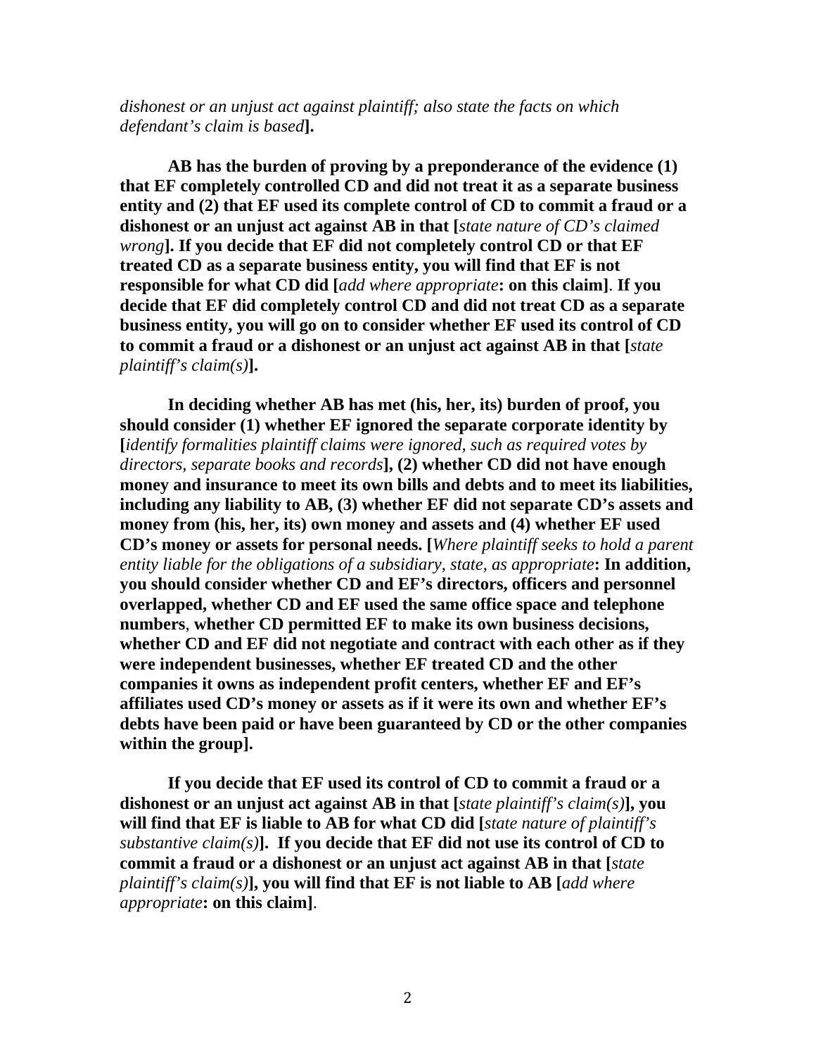*dishonest or an unjust act against plaintiff; also state the facts on which defendant's claim is based*]**.**

**AB has the burden of proving by a preponderance of the evidence (1) that EF completely controlled CD and did not treat it as a separate business entity and (2) that EF used its complete control of CD to commit a fraud or a dishonest or an unjust act against AB in that [***state nature of CD's claimed wrong***]. If you decide that EF did not completely control CD or that EF treated CD as a separate business entity, you will find that EF is not responsible for what CD did [***add where appropriate***: on this claim]**. **If you decide that EF did completely control CD and did not treat CD as a separate business entity, you will go on to consider whether EF used its control of CD to commit a fraud or a dishonest or an unjust act against AB in that [***state plaintiff's claim(s)***].**

**In deciding whether AB has met (his, her, its) burden of proof, you should consider (1) whether EF ignored the separate corporate identity by [***identify formalities plaintiff claims were ignored, such as required votes by directors, separate books and records***], (2) whether CD did not have enough money and insurance to meet its own bills and debts and to meet its liabilities, including any liability to AB, (3) whether EF did not separate CD's assets and money from (his, her, its) own money and assets and (4) whether EF used CD's money or assets for personal needs. [***Where plaintiff seeks to hold a parent entity liable for the obligations of a subsidiary, state, as appropriate***: In addition, you should consider whether CD and EF's directors, officers and personnel overlapped, whether CD and EF used the same office space and telephone numbers**, **whether CD permitted EF to make its own business decisions, whether CD and EF did not negotiate and contract with each other as if they were independent businesses, whether EF treated CD and the other companies it owns as independent profit centers, whether EF and EF's affiliates used CD's money or assets as if it were its own and whether EF's debts have been paid or have been guaranteed by CD or the other companies within the group].**

**If you decide that EF used its control of CD to commit a fraud or a dishonest or an unjust act against AB in that [***state plaintiff's claim(s)***], you will find that EF is liable to AB for what CD did [***state nature of plaintiff's substantive claim(s)***]. If you decide that EF did not use its control of CD to commit a fraud or a dishonest or an unjust act against AB in that [***state plaintiff's claim(s)***], you will find that EF is not liable to AB [***add where appropriate***: on this claim]**.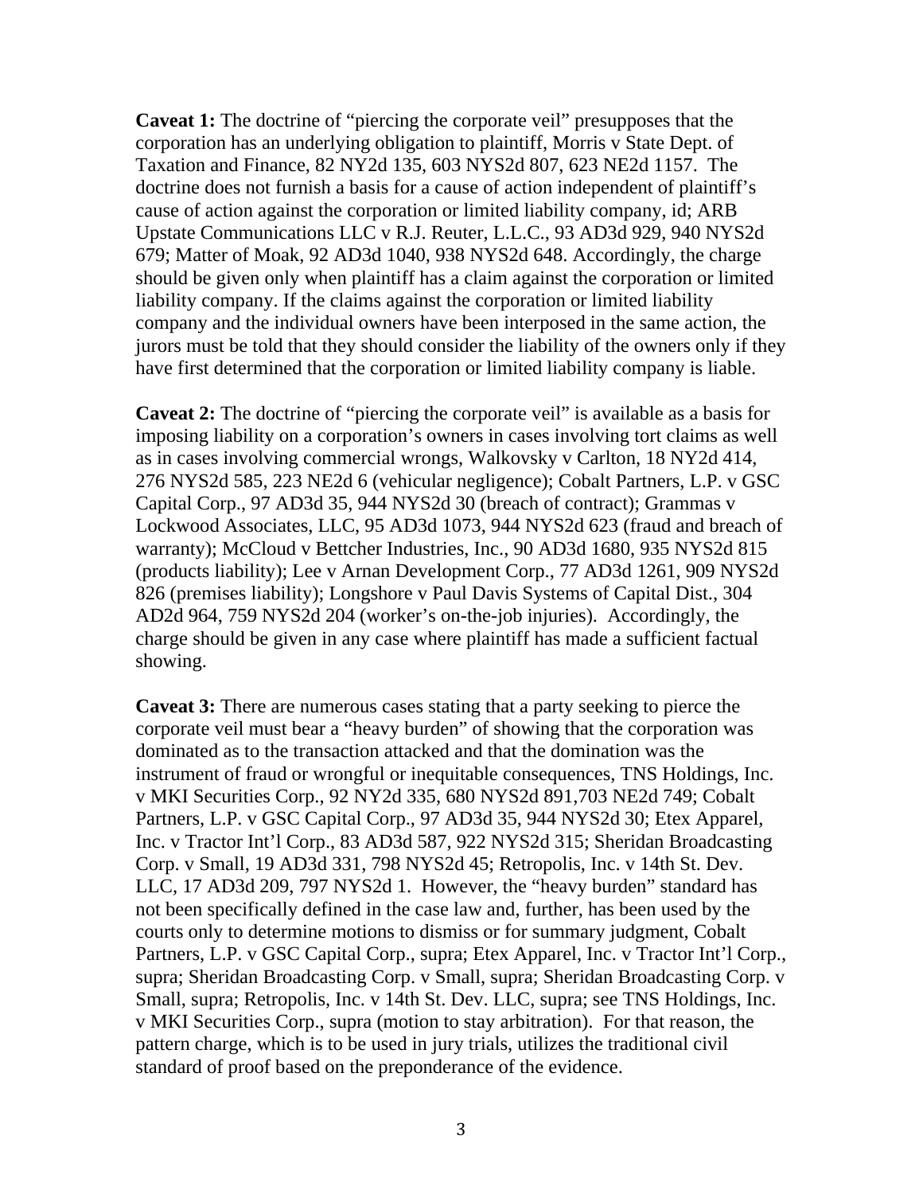**Caveat 1:** The doctrine of "piercing the corporate veil" presupposes that the corporation has an underlying obligation to plaintiff, Morris v State Dept. of Taxation and Finance, 82 NY2d 135, 603 NYS2d 807, 623 NE2d 1157. The doctrine does not furnish a basis for a cause of action independent of plaintiff's cause of action against the corporation or limited liability company, id; ARB Upstate Communications LLC v R.J. Reuter, L.L.C., 93 AD3d 929, 940 NYS2d 679; Matter of Moak, 92 AD3d 1040, 938 NYS2d 648. Accordingly, the charge should be given only when plaintiff has a claim against the corporation or limited liability company. If the claims against the corporation or limited liability company and the individual owners have been interposed in the same action, the jurors must be told that they should consider the liability of the owners only if they have first determined that the corporation or limited liability company is liable.

**Caveat 2:** The doctrine of "piercing the corporate veil" is available as a basis for imposing liability on a corporation's owners in cases involving tort claims as well as in cases involving commercial wrongs, Walkovsky v Carlton, 18 NY2d 414, 276 NYS2d 585, 223 NE2d 6 (vehicular negligence); Cobalt Partners, L.P. v GSC Capital Corp., 97 AD3d 35, 944 NYS2d 30 (breach of contract); Grammas v Lockwood Associates, LLC, 95 AD3d 1073, 944 NYS2d 623 (fraud and breach of warranty); McCloud v Bettcher Industries, Inc., 90 AD3d 1680, 935 NYS2d 815 (products liability); Lee v Arnan Development Corp., 77 AD3d 1261, 909 NYS2d 826 (premises liability); Longshore v Paul Davis Systems of Capital Dist., 304 AD2d 964, 759 NYS2d 204 (worker's on-the-job injuries). Accordingly, the charge should be given in any case where plaintiff has made a sufficient factual showing.

**Caveat 3:** There are numerous cases stating that a party seeking to pierce the corporate veil must bear a "heavy burden" of showing that the corporation was dominated as to the transaction attacked and that the domination was the instrument of fraud or wrongful or inequitable consequences, TNS Holdings, Inc. v MKI Securities Corp., 92 NY2d 335, 680 NYS2d 891,703 NE2d 749; Cobalt Partners, L.P. v GSC Capital Corp., 97 AD3d 35, 944 NYS2d 30; Etex Apparel, Inc. v Tractor Int'l Corp., 83 AD3d 587, 922 NYS2d 315; Sheridan Broadcasting Corp. v Small, 19 AD3d 331, 798 NYS2d 45; Retropolis, Inc. v 14th St. Dev. LLC, 17 AD3d 209, 797 NYS2d 1. However, the "heavy burden" standard has not been specifically defined in the case law and, further, has been used by the courts only to determine motions to dismiss or for summary judgment, Cobalt Partners, L.P. v GSC Capital Corp., supra; Etex Apparel, Inc. v Tractor Int'l Corp., supra; Sheridan Broadcasting Corp. v Small, supra; Sheridan Broadcasting Corp. v Small, supra; Retropolis, Inc. v 14th St. Dev. LLC, supra; see TNS Holdings, Inc. v MKI Securities Corp., supra (motion to stay arbitration). For that reason, the pattern charge, which is to be used in jury trials, utilizes the traditional civil standard of proof based on the preponderance of the evidence.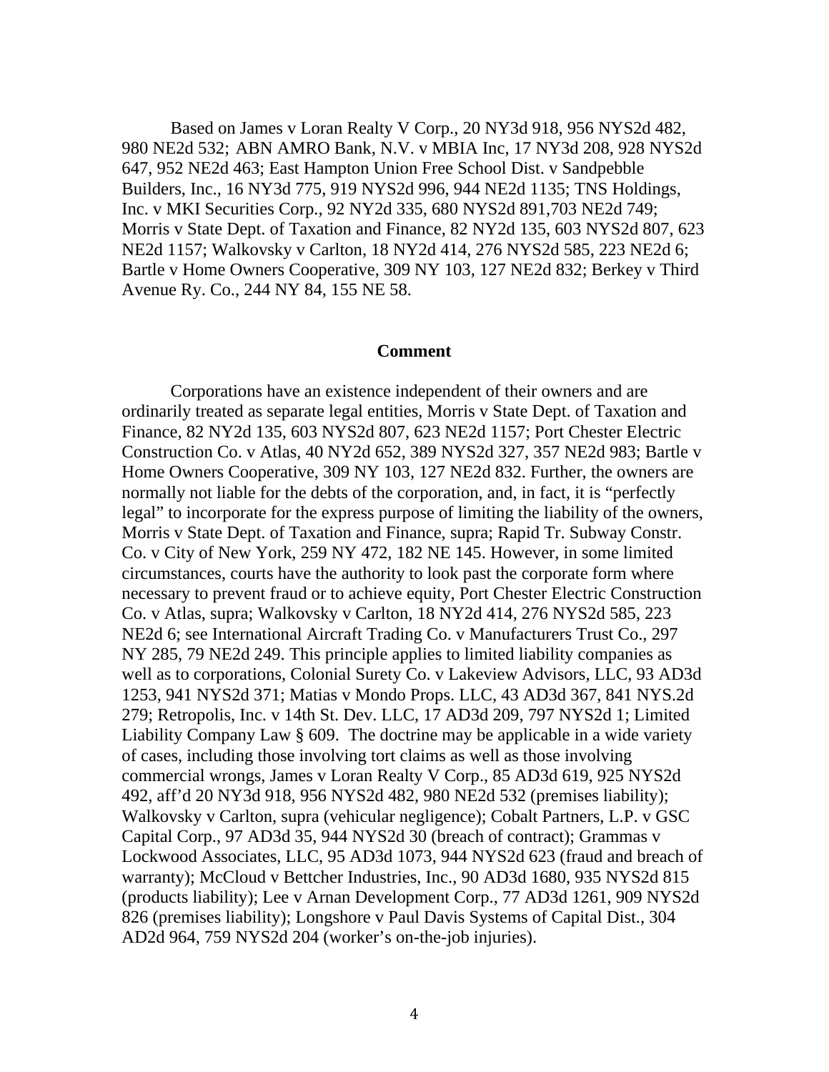Based on James v Loran Realty V Corp., 20 NY3d 918, 956 NYS2d 482, 980 NE2d 532; ABN AMRO Bank, N.V. v MBIA Inc, 17 NY3d 208, 928 NYS2d 647, 952 NE2d 463; East Hampton Union Free School Dist. v Sandpebble Builders, Inc., 16 NY3d 775, 919 NYS2d 996, 944 NE2d 1135; TNS Holdings, Inc. v MKI Securities Corp., 92 NY2d 335, 680 NYS2d 891,703 NE2d 749; Morris v State Dept. of Taxation and Finance, 82 NY2d 135, 603 NYS2d 807, 623 NE2d 1157; Walkovsky v Carlton, 18 NY2d 414, 276 NYS2d 585, 223 NE2d 6; Bartle v Home Owners Cooperative, 309 NY 103, 127 NE2d 832; Berkey v Third Avenue Ry. Co., 244 NY 84, 155 NE 58.

## Comment

Corporations have an existence independent of their owners and are ordinarily treated as separate legal entities, Morris v State Dept. of Taxation and Finance, 82 NY2d 135, 603 NYS2d 807, 623 NE2d 1157; Port Chester Electric Construction Co. v Atlas, 40 NY2d 652, 389 NYS2d 327, 357 NE2d 983; Bartle v Home Owners Cooperative, 309 NY 103, 127 NE2d 832. Further, the owners are normally not liable for the debts of the corporation, and, in fact, it is "perfectly legal" to incorporate for the express purpose of limiting the liability of the owners, Morris v State Dept. of Taxation and Finance, supra; Rapid Tr. Subway Constr. Co. v City of New York, 259 NY 472, 182 NE 145. However, in some limited circumstances, courts have the authority to look past the corporate form where necessary to prevent fraud or to achieve equity, Port Chester Electric Construction Co. v Atlas, supra; Walkovsky v Carlton, 18 NY2d 414, 276 NYS2d 585, 223 NE2d 6; see International Aircraft Trading Co. v Manufacturers Trust Co., 297 NY 285, 79 NE2d 249. This principle applies to limited liability companies as well as to corporations, Colonial Surety Co. v Lakeview Advisors, LLC, 93 AD3d 1253, 941 NYS2d 371; Matias v Mondo Props. LLC, 43 AD3d 367, 841 NYS.2d 279; Retropolis, Inc. v 14th St. Dev. LLC, 17 AD3d 209, 797 NYS2d 1; Limited Liability Company Law § 609. The doctrine may be applicable in a wide variety of cases, including those involving tort claims as well as those involving commercial wrongs, James v Loran Realty V Corp., 85 AD3d 619, 925 NYS2d 492, aff'd 20 NY3d 918, 956 NYS2d 482, 980 NE2d 532 (premises liability); Walkovsky v Carlton, supra (vehicular negligence); Cobalt Partners, L.P. v GSC Capital Corp., 97 AD3d 35, 944 NYS2d 30 (breach of contract); Grammas v Lockwood Associates, LLC, 95 AD3d 1073, 944 NYS2d 623 (fraud and breach of warranty); McCloud v Bettcher Industries, Inc., 90 AD3d 1680, 935 NYS2d 815 (products liability); Lee v Arnan Development Corp., 77 AD3d 1261, 909 NYS2d 826 (premises liability); Longshore v Paul Davis Systems of Capital Dist., 304 AD2d 964, 759 NYS2d 204 (worker's on-the-job injuries).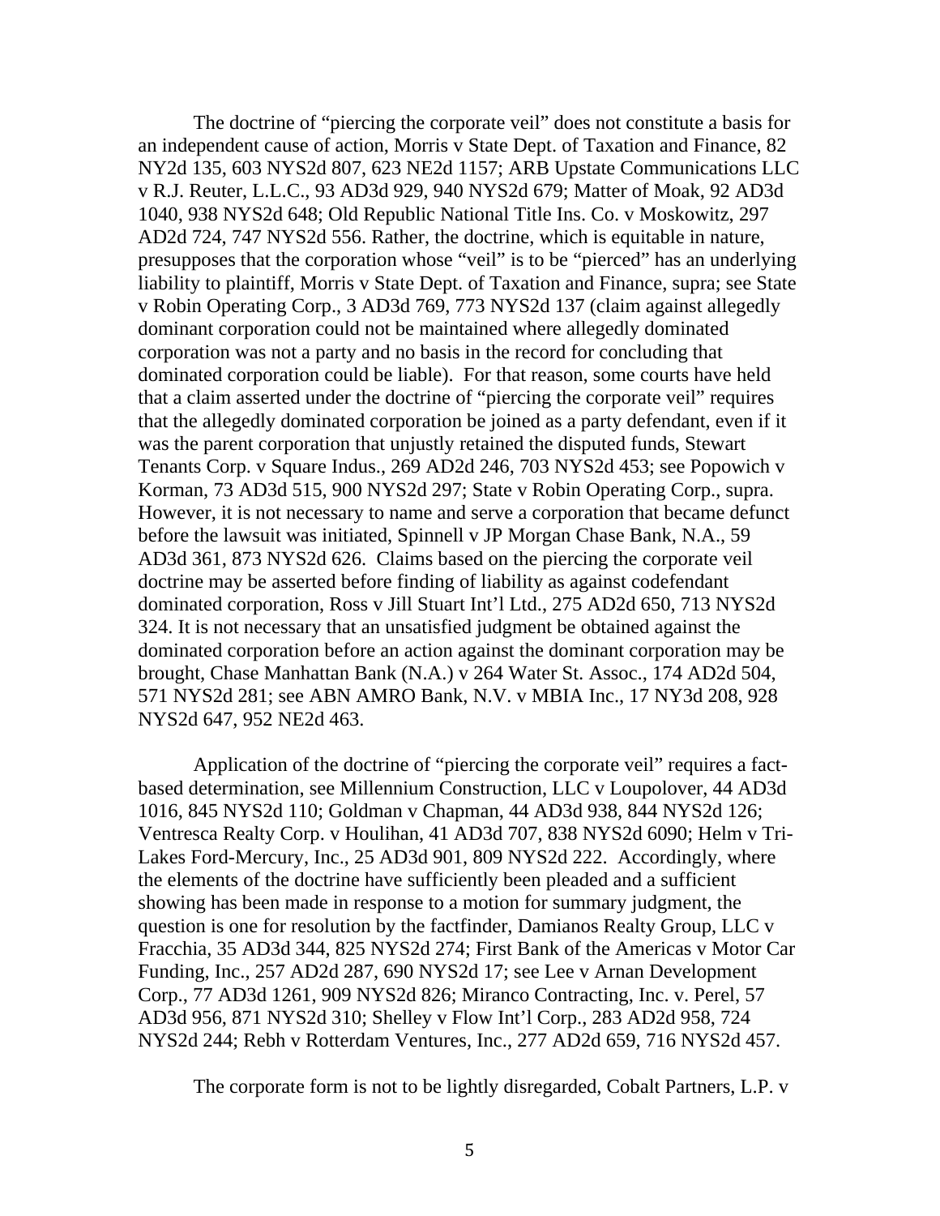The doctrine of "piercing the corporate veil" does not constitute a basis for an independent cause of action, Morris v State Dept. of Taxation and Finance, 82 NY2d 135, 603 NYS2d 807, 623 NE2d 1157; ARB Upstate Communications LLC v R.J. Reuter, L.L.C., 93 AD3d 929, 940 NYS2d 679; Matter of Moak, 92 AD3d 1040, 938 NYS2d 648; Old Republic National Title Ins. Co. v Moskowitz, 297 AD2d 724, 747 NYS2d 556. Rather, the doctrine, which is equitable in nature, presupposes that the corporation whose "veil" is to be "pierced" has an underlying liability to plaintiff, Morris v State Dept. of Taxation and Finance, supra; see State v Robin Operating Corp., 3 AD3d 769, 773 NYS2d 137 (claim against allegedly dominant corporation could not be maintained where allegedly dominated corporation was not a party and no basis in the record for concluding that dominated corporation could be liable). For that reason, some courts have held that a claim asserted under the doctrine of "piercing the corporate veil" requires that the allegedly dominated corporation be joined as a party defendant, even if it was the parent corporation that unjustly retained the disputed funds, Stewart Tenants Corp. v Square Indus., 269 AD2d 246, 703 NYS2d 453; see Popowich v Korman, 73 AD3d 515, 900 NYS2d 297; State v Robin Operating Corp., supra. However, it is not necessary to name and serve a corporation that became defunct before the lawsuit was initiated, Spinnell v JP Morgan Chase Bank, N.A., 59 AD3d 361, 873 NYS2d 626. Claims based on the piercing the corporate veil doctrine may be asserted before finding of liability as against codefendant dominated corporation, Ross v Jill Stuart Int'l Ltd., 275 AD2d 650, 713 NYS2d 324. It is not necessary that an unsatisfied judgment be obtained against the dominated corporation before an action against the dominant corporation may be brought, Chase Manhattan Bank (N.A.) v 264 Water St. Assoc., 174 AD2d 504, 571 NYS2d 281; see ABN AMRO Bank, N.V. v MBIA Inc., 17 NY3d 208, 928 NYS2d 647, 952 NE2d 463.

Application of the doctrine of "piercing the corporate veil" requires a fact-based determination, see Millennium Construction, LLC v Loupolover, 44 AD3d 1016, 845 NYS2d 110; Goldman v Chapman, 44 AD3d 938, 844 NYS2d 126; Ventresca Realty Corp. v Houlihan, 41 AD3d 707, 838 NYS2d 6090; Helm v Tri-Lakes Ford-Mercury, Inc., 25 AD3d 901, 809 NYS2d 222. Accordingly, where the elements of the doctrine have sufficiently been pleaded and a sufficient showing has been made in response to a motion for summary judgment, the question is one for resolution by the factfinder, Damianos Realty Group, LLC v Fracchia, 35 AD3d 344, 825 NYS2d 274; First Bank of the Americas v Motor Car Funding, Inc., 257 AD2d 287, 690 NYS2d 17; see Lee v Arnan Development Corp., 77 AD3d 1261, 909 NYS2d 826; Miranco Contracting, Inc. v. Perel, 57 AD3d 956, 871 NYS2d 310; Shelley v Flow Int'l Corp., 283 AD2d 958, 724 NYS2d 244; Rebh v Rotterdam Ventures, Inc., 277 AD2d 659, 716 NYS2d 457.

The corporate form is not to be lightly disregarded, Cobalt Partners, L.P. v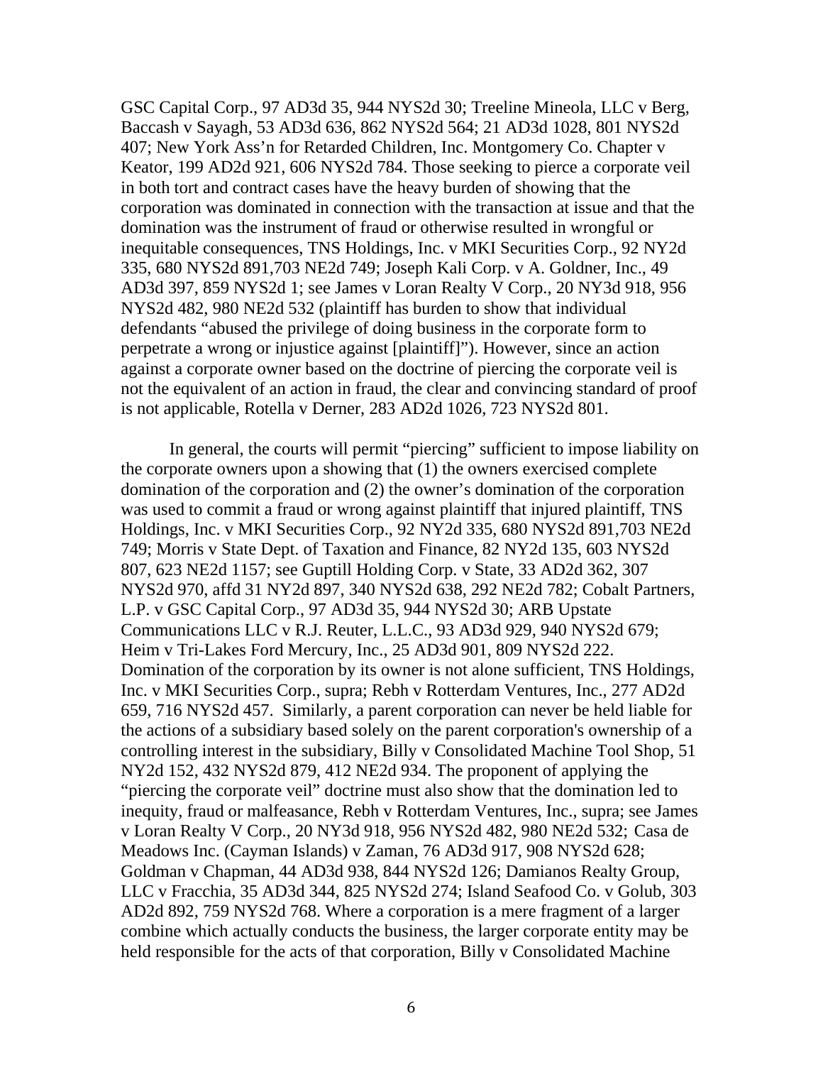GSC Capital Corp., 97 AD3d 35, 944 NYS2d 30; Treeline Mineola, LLC v Berg, Baccash v Sayagh, 53 AD3d 636, 862 NYS2d 564; 21 AD3d 1028, 801 NYS2d 407; New York Ass'n for Retarded Children, Inc. Montgomery Co. Chapter v Keator, 199 AD2d 921, 606 NYS2d 784. Those seeking to pierce a corporate veil in both tort and contract cases have the heavy burden of showing that the corporation was dominated in connection with the transaction at issue and that the domination was the instrument of fraud or otherwise resulted in wrongful or inequitable consequences, TNS Holdings, Inc. v MKI Securities Corp., 92 NY2d 335, 680 NYS2d 891,703 NE2d 749; Joseph Kali Corp. v A. Goldner, Inc., 49 AD3d 397, 859 NYS2d 1; see James v Loran Realty V Corp., 20 NY3d 918, 956 NYS2d 482, 980 NE2d 532 (plaintiff has burden to show that individual defendants "abused the privilege of doing business in the corporate form to perpetrate a wrong or injustice against [plaintiff]"). However, since an action against a corporate owner based on the doctrine of piercing the corporate veil is not the equivalent of an action in fraud, the clear and convincing standard of proof is not applicable, Rotella v Derner, 283 AD2d 1026, 723 NYS2d 801.

In general, the courts will permit "piercing" sufficient to impose liability on the corporate owners upon a showing that (1) the owners exercised complete domination of the corporation and (2) the owner's domination of the corporation was used to commit a fraud or wrong against plaintiff that injured plaintiff, TNS Holdings, Inc. v MKI Securities Corp., 92 NY2d 335, 680 NYS2d 891,703 NE2d 749; Morris v State Dept. of Taxation and Finance, 82 NY2d 135, 603 NYS2d 807, 623 NE2d 1157; see Guptill Holding Corp. v State, 33 AD2d 362, 307 NYS2d 970, affd 31 NY2d 897, 340 NYS2d 638, 292 NE2d 782; Cobalt Partners, L.P. v GSC Capital Corp., 97 AD3d 35, 944 NYS2d 30; ARB Upstate Communications LLC v R.J. Reuter, L.L.C., 93 AD3d 929, 940 NYS2d 679; Heim v Tri-Lakes Ford Mercury, Inc., 25 AD3d 901, 809 NYS2d 222. Domination of the corporation by its owner is not alone sufficient, TNS Holdings, Inc. v MKI Securities Corp., supra; Rebh v Rotterdam Ventures, Inc., 277 AD2d 659, 716 NYS2d 457. Similarly, a parent corporation can never be held liable for the actions of a subsidiary based solely on the parent corporation's ownership of a controlling interest in the subsidiary, Billy v Consolidated Machine Tool Shop, 51 NY2d 152, 432 NYS2d 879, 412 NE2d 934. The proponent of applying the "piercing the corporate veil" doctrine must also show that the domination led to inequity, fraud or malfeasance, Rebh v Rotterdam Ventures, Inc., supra; see James v Loran Realty V Corp., 20 NY3d 918, 956 NYS2d 482, 980 NE2d 532; Casa de Meadows Inc. (Cayman Islands) v Zaman, 76 AD3d 917, 908 NYS2d 628; Goldman v Chapman, 44 AD3d 938, 844 NYS2d 126; Damianos Realty Group, LLC v Fracchia, 35 AD3d 344, 825 NYS2d 274; Island Seafood Co. v Golub, 303 AD2d 892, 759 NYS2d 768. Where a corporation is a mere fragment of a larger combine which actually conducts the business, the larger corporate entity may be held responsible for the acts of that corporation, Billy v Consolidated Machine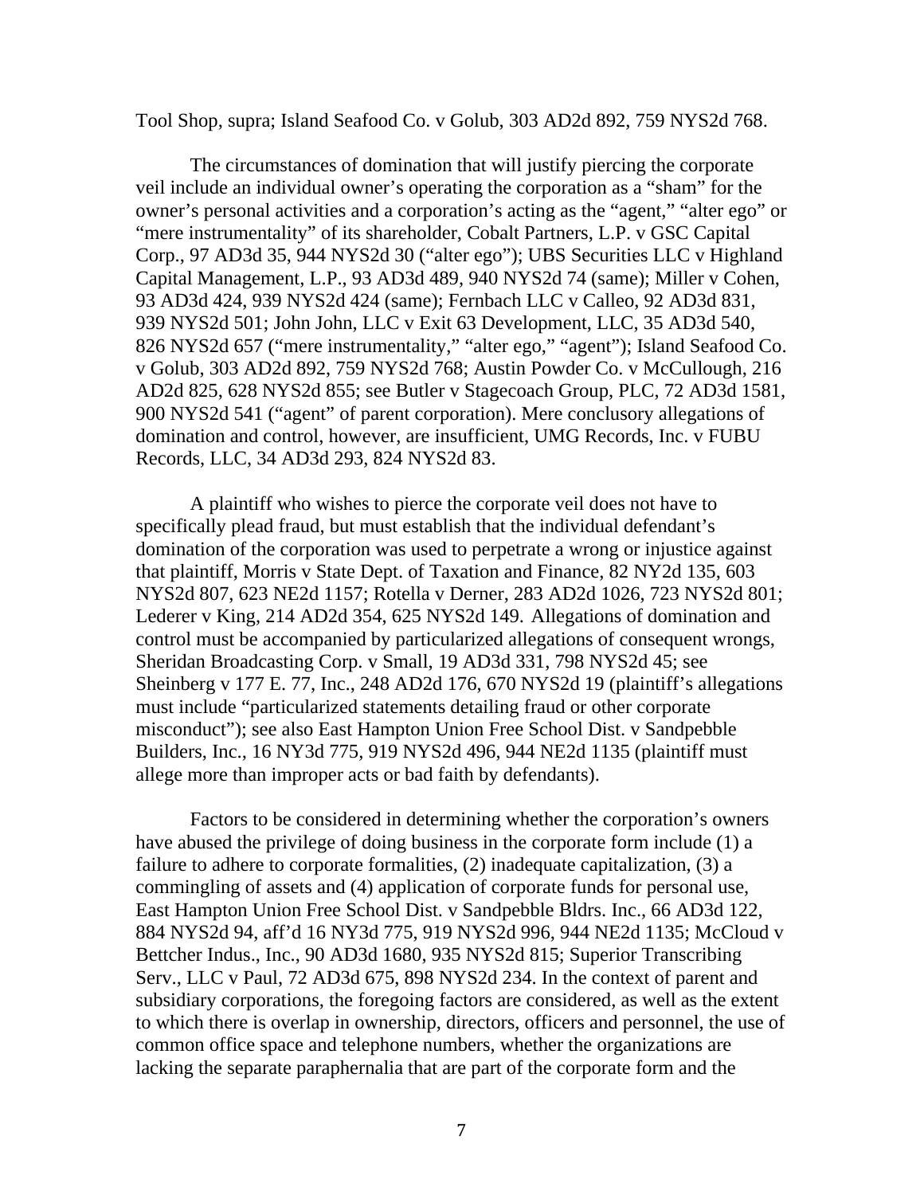Tool Shop, supra; Island Seafood Co. v Golub, 303 AD2d 892, 759 NYS2d 768.

The circumstances of domination that will justify piercing the corporate veil include an individual owner's operating the corporation as a "sham" for the owner's personal activities and a corporation's acting as the "agent," "alter ego" or "mere instrumentality" of its shareholder, Cobalt Partners, L.P. v GSC Capital Corp., 97 AD3d 35, 944 NYS2d 30 ("alter ego"); UBS Securities LLC v Highland Capital Management, L.P., 93 AD3d 489, 940 NYS2d 74 (same); Miller v Cohen, 93 AD3d 424, 939 NYS2d 424 (same); Fernbach LLC v Calleo, 92 AD3d 831, 939 NYS2d 501; John John, LLC v Exit 63 Development, LLC, 35 AD3d 540, 826 NYS2d 657 ("mere instrumentality," "alter ego," "agent"); Island Seafood Co. v Golub, 303 AD2d 892, 759 NYS2d 768; Austin Powder Co. v McCullough, 216 AD2d 825, 628 NYS2d 855; see Butler v Stagecoach Group, PLC, 72 AD3d 1581, 900 NYS2d 541 ("agent" of parent corporation). Mere conclusory allegations of domination and control, however, are insufficient, UMG Records, Inc. v FUBU Records, LLC, 34 AD3d 293, 824 NYS2d 83.

A plaintiff who wishes to pierce the corporate veil does not have to specifically plead fraud, but must establish that the individual defendant's domination of the corporation was used to perpetrate a wrong or injustice against that plaintiff, Morris v State Dept. of Taxation and Finance, 82 NY2d 135, 603 NYS2d 807, 623 NE2d 1157; Rotella v Derner, 283 AD2d 1026, 723 NYS2d 801; Lederer v King, 214 AD2d 354, 625 NYS2d 149. Allegations of domination and control must be accompanied by particularized allegations of consequent wrongs, Sheridan Broadcasting Corp. v Small, 19 AD3d 331, 798 NYS2d 45; see Sheinberg v 177 E. 77, Inc., 248 AD2d 176, 670 NYS2d 19 (plaintiff's allegations must include "particularized statements detailing fraud or other corporate misconduct"); see also East Hampton Union Free School Dist. v Sandpebble Builders, Inc., 16 NY3d 775, 919 NYS2d 496, 944 NE2d 1135 (plaintiff must allege more than improper acts or bad faith by defendants).

Factors to be considered in determining whether the corporation's owners have abused the privilege of doing business in the corporate form include (1) a failure to adhere to corporate formalities, (2) inadequate capitalization, (3) a commingling of assets and (4) application of corporate funds for personal use, East Hampton Union Free School Dist. v Sandpebble Bldrs. Inc., 66 AD3d 122, 884 NYS2d 94, aff'd 16 NY3d 775, 919 NYS2d 996, 944 NE2d 1135; McCloud v Bettcher Indus., Inc., 90 AD3d 1680, 935 NYS2d 815; Superior Transcribing Serv., LLC v Paul, 72 AD3d 675, 898 NYS2d 234. In the context of parent and subsidiary corporations, the foregoing factors are considered, as well as the extent to which there is overlap in ownership, directors, officers and personnel, the use of common office space and telephone numbers, whether the organizations are lacking the separate paraphernalia that are part of the corporate form and the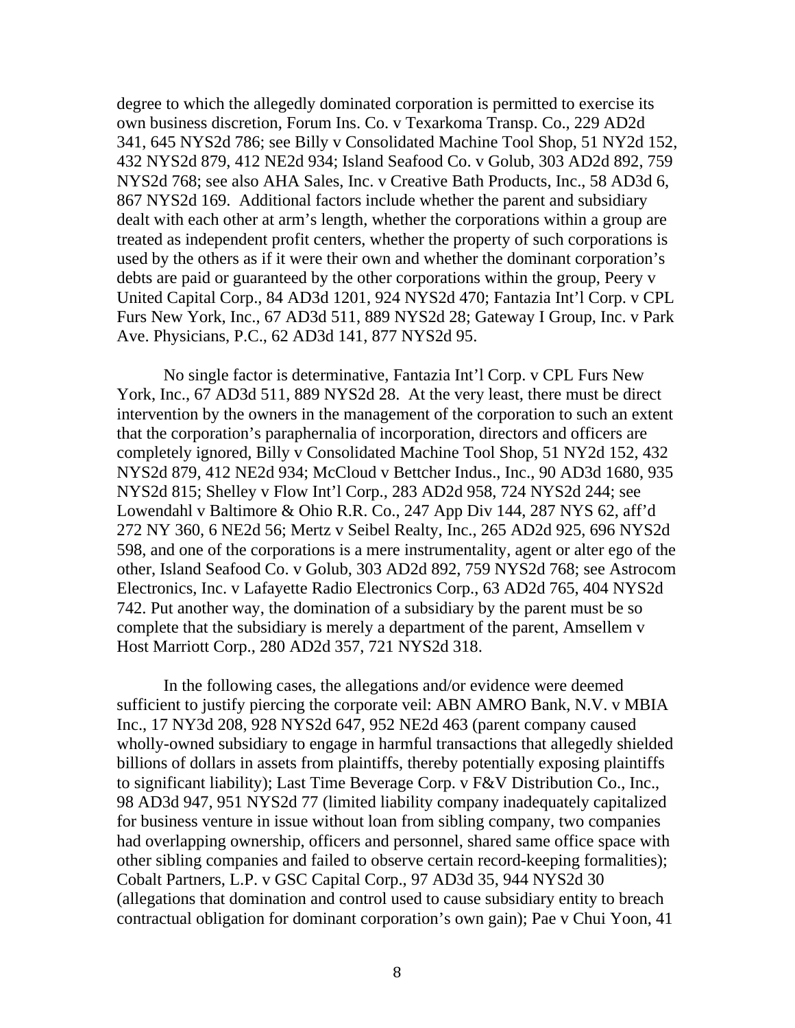degree to which the allegedly dominated corporation is permitted to exercise its own business discretion, Forum Ins. Co. v Texarkoma Transp. Co., 229 AD2d 341, 645 NYS2d 786; see Billy v Consolidated Machine Tool Shop, 51 NY2d 152, 432 NYS2d 879, 412 NE2d 934; Island Seafood Co. v Golub, 303 AD2d 892, 759 NYS2d 768; see also AHA Sales, Inc. v Creative Bath Products, Inc., 58 AD3d 6, 867 NYS2d 169. Additional factors include whether the parent and subsidiary dealt with each other at arm's length, whether the corporations within a group are treated as independent profit centers, whether the property of such corporations is used by the others as if it were their own and whether the dominant corporation's debts are paid or guaranteed by the other corporations within the group, Peery v United Capital Corp., 84 AD3d 1201, 924 NYS2d 470; Fantazia Int'l Corp. v CPL Furs New York, Inc., 67 AD3d 511, 889 NYS2d 28; Gateway I Group, Inc. v Park Ave. Physicians, P.C., 62 AD3d 141, 877 NYS2d 95.

No single factor is determinative, Fantazia Int'l Corp. v CPL Furs New York, Inc., 67 AD3d 511, 889 NYS2d 28. At the very least, there must be direct intervention by the owners in the management of the corporation to such an extent that the corporation's paraphernalia of incorporation, directors and officers are completely ignored, Billy v Consolidated Machine Tool Shop, 51 NY2d 152, 432 NYS2d 879, 412 NE2d 934; McCloud v Bettcher Indus., Inc., 90 AD3d 1680, 935 NYS2d 815; Shelley v Flow Int'l Corp., 283 AD2d 958, 724 NYS2d 244; see Lowendahl v Baltimore & Ohio R.R. Co., 247 App Div 144, 287 NYS 62, aff'd 272 NY 360, 6 NE2d 56; Mertz v Seibel Realty, Inc., 265 AD2d 925, 696 NYS2d 598, and one of the corporations is a mere instrumentality, agent or alter ego of the other, Island Seafood Co. v Golub, 303 AD2d 892, 759 NYS2d 768; see Astrocom Electronics, Inc. v Lafayette Radio Electronics Corp., 63 AD2d 765, 404 NYS2d 742. Put another way, the domination of a subsidiary by the parent must be so complete that the subsidiary is merely a department of the parent, Amsellem v Host Marriott Corp., 280 AD2d 357, 721 NYS2d 318.

In the following cases, the allegations and/or evidence were deemed sufficient to justify piercing the corporate veil: ABN AMRO Bank, N.V. v MBIA Inc., 17 NY3d 208, 928 NYS2d 647, 952 NE2d 463 (parent company caused wholly-owned subsidiary to engage in harmful transactions that allegedly shielded billions of dollars in assets from plaintiffs, thereby potentially exposing plaintiffs to significant liability); Last Time Beverage Corp. v F&V Distribution Co., Inc., 98 AD3d 947, 951 NYS2d 77 (limited liability company inadequately capitalized for business venture in issue without loan from sibling company, two companies had overlapping ownership, officers and personnel, shared same office space with other sibling companies and failed to observe certain record-keeping formalities); Cobalt Partners, L.P. v GSC Capital Corp., 97 AD3d 35, 944 NYS2d 30 (allegations that domination and control used to cause subsidiary entity to breach contractual obligation for dominant corporation's own gain); Pae v Chui Yoon, 41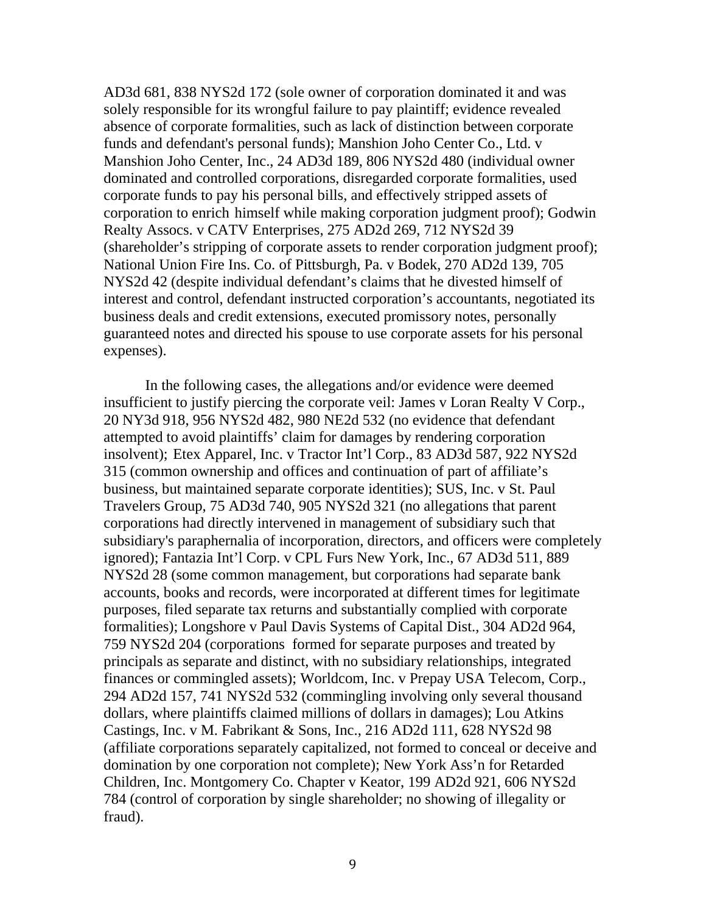AD3d 681, 838 NYS2d 172 (sole owner of corporation dominated it and was solely responsible for its wrongful failure to pay plaintiff; evidence revealed absence of corporate formalities, such as lack of distinction between corporate funds and defendant's personal funds); Manshion Joho Center Co., Ltd. v Manshion Joho Center, Inc., 24 AD3d 189, 806 NYS2d 480 (individual owner dominated and controlled corporations, disregarded corporate formalities, used corporate funds to pay his personal bills, and effectively stripped assets of corporation to enrich himself while making corporation judgment proof); Godwin Realty Assocs. v CATV Enterprises, 275 AD2d 269, 712 NYS2d 39 (shareholder's stripping of corporate assets to render corporation judgment proof); National Union Fire Ins. Co. of Pittsburgh, Pa. v Bodek, 270 AD2d 139, 705 NYS2d 42 (despite individual defendant's claims that he divested himself of interest and control, defendant instructed corporation's accountants, negotiated its business deals and credit extensions, executed promissory notes, personally guaranteed notes and directed his spouse to use corporate assets for his personal expenses).

In the following cases, the allegations and/or evidence were deemed insufficient to justify piercing the corporate veil: James v Loran Realty V Corp., 20 NY3d 918, 956 NYS2d 482, 980 NE2d 532 (no evidence that defendant attempted to avoid plaintiffs' claim for damages by rendering corporation insolvent); Etex Apparel, Inc. v Tractor Int'l Corp., 83 AD3d 587, 922 NYS2d 315 (common ownership and offices and continuation of part of affiliate's business, but maintained separate corporate identities); SUS, Inc. v St. Paul Travelers Group, 75 AD3d 740, 905 NYS2d 321 (no allegations that parent corporations had directly intervened in management of subsidiary such that subsidiary's paraphernalia of incorporation, directors, and officers were completely ignored); Fantazia Int'l Corp. v CPL Furs New York, Inc., 67 AD3d 511, 889 NYS2d 28 (some common management, but corporations had separate bank accounts, books and records, were incorporated at different times for legitimate purposes, filed separate tax returns and substantially complied with corporate formalities); Longshore v Paul Davis Systems of Capital Dist., 304 AD2d 964, 759 NYS2d 204 (corporations formed for separate purposes and treated by principals as separate and distinct, with no subsidiary relationships, integrated finances or commingled assets); Worldcom, Inc. v Prepay USA Telecom, Corp., 294 AD2d 157, 741 NYS2d 532 (commingling involving only several thousand dollars, where plaintiffs claimed millions of dollars in damages); Lou Atkins Castings, Inc. v M. Fabrikant & Sons, Inc., 216 AD2d 111, 628 NYS2d 98 (affiliate corporations separately capitalized, not formed to conceal or deceive and domination by one corporation not complete); New York Ass'n for Retarded Children, Inc. Montgomery Co. Chapter v Keator, 199 AD2d 921, 606 NYS2d 784 (control of corporation by single shareholder; no showing of illegality or fraud).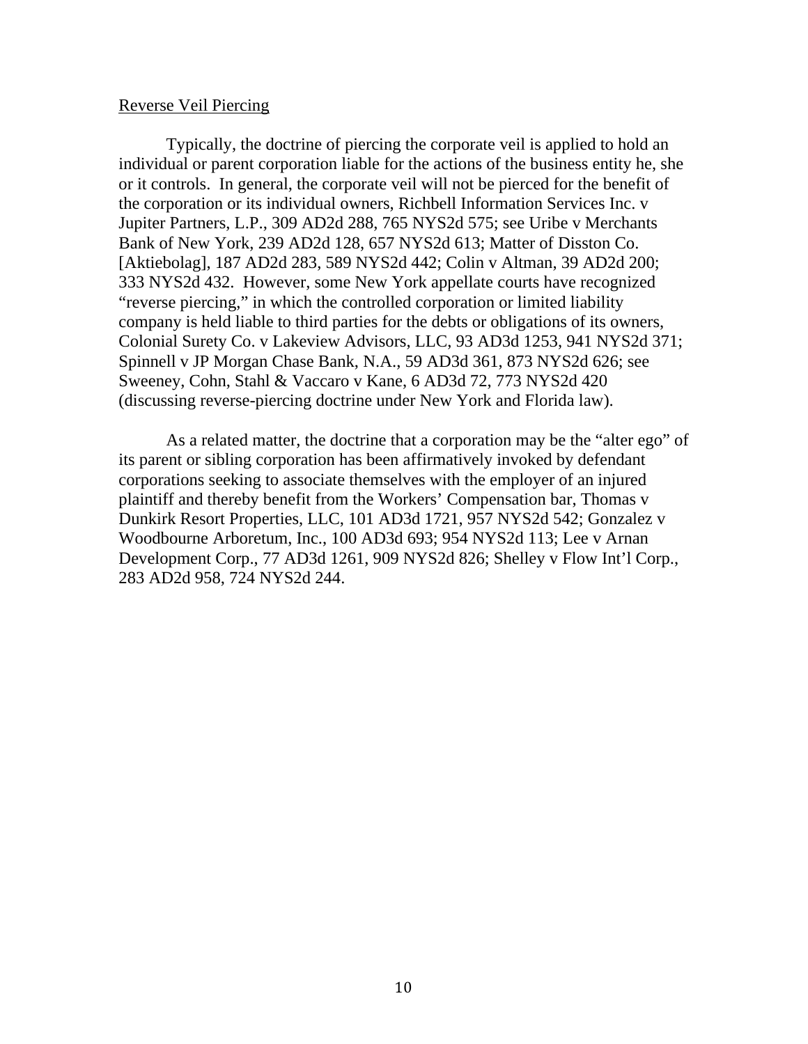<u>Reverse Veil Piercing</u>

Typically, the doctrine of piercing the corporate veil is applied to hold an individual or parent corporation liable for the actions of the business entity he, she or it controls. In general, the corporate veil will not be pierced for the benefit of the corporation or its individual owners, Richbell Information Services Inc. v Jupiter Partners, L.P., 309 AD2d 288, 765 NYS2d 575; see Uribe v Merchants Bank of New York, 239 AD2d 128, 657 NYS2d 613; Matter of Disston Co. [Aktiebolag], 187 AD2d 283, 589 NYS2d 442; Colin v Altman, 39 AD2d 200; 333 NYS2d 432. However, some New York appellate courts have recognized "reverse piercing," in which the controlled corporation or limited liability company is held liable to third parties for the debts or obligations of its owners, Colonial Surety Co. v Lakeview Advisors, LLC, 93 AD3d 1253, 941 NYS2d 371; Spinnell v JP Morgan Chase Bank, N.A., 59 AD3d 361, 873 NYS2d 626; see Sweeney, Cohn, Stahl & Vaccaro v Kane, 6 AD3d 72, 773 NYS2d 420 (discussing reverse-piercing doctrine under New York and Florida law).

As a related matter, the doctrine that a corporation may be the "alter ego" of its parent or sibling corporation has been affirmatively invoked by defendant corporations seeking to associate themselves with the employer of an injured plaintiff and thereby benefit from the Workers' Compensation bar, Thomas v Dunkirk Resort Properties, LLC, 101 AD3d 1721, 957 NYS2d 542; Gonzalez v Woodbourne Arboretum, Inc., 100 AD3d 693; 954 NYS2d 113; Lee v Arnan Development Corp., 77 AD3d 1261, 909 NYS2d 826; Shelley v Flow Int'l Corp., 283 AD2d 958, 724 NYS2d 244.